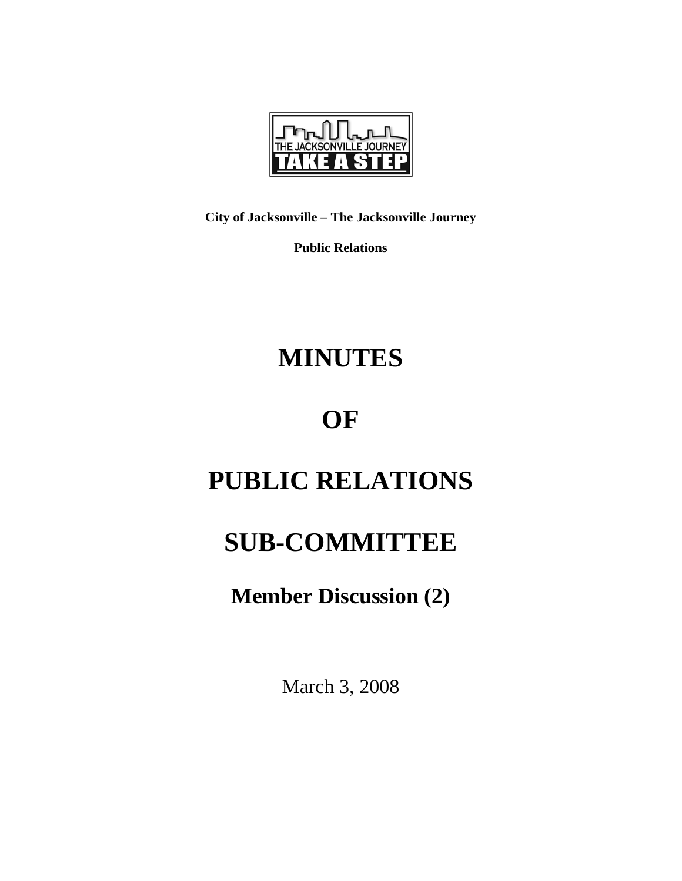**City of Jacksonville – The Jacksonville Journey**

**Public Relations**

# MINUTES

# OF

# PUBLIC RELATIONS

# SUB-COMMITTEE

## Member Discussion (2)

March 3, 2008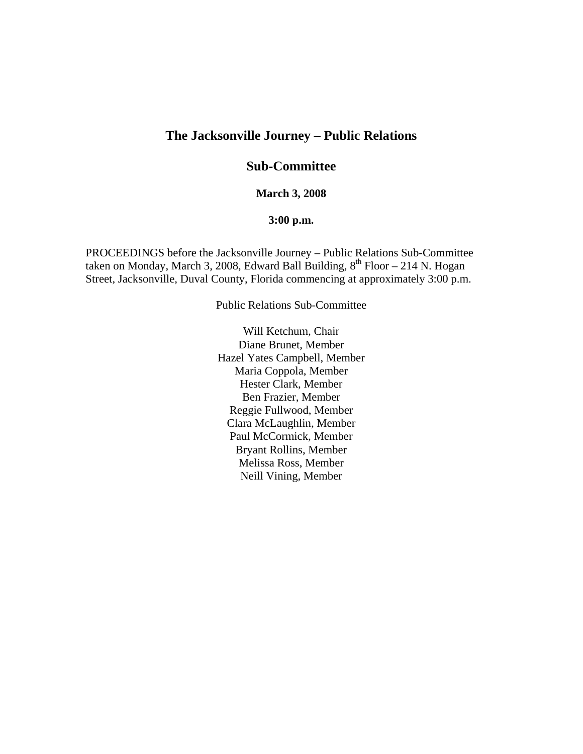# The Jacksonville Journey – Public Relations

## Sub-Committee

### March 3, 2008

### 3:00 p.m.

PROCEEDINGS before the Jacksonville Journey – Public Relations Sub-Committee taken on Monday, March 3, 2008, Edward Ball Building, 8th Floor – 214 N. Hogan Street, Jacksonville, Duval County, Florida commencing at approximately 3:00 p.m.

Public Relations Sub-Committee

Will Ketchum, Chair
Diane Brunet, Member
Hazel Yates Campbell, Member
Maria Coppola, Member
Hester Clark, Member
Ben Frazier, Member
Reggie Fullwood, Member
Clara McLaughlin, Member
Paul McCormick, Member
Bryant Rollins, Member
Melissa Ross, Member
Neill Vining, Member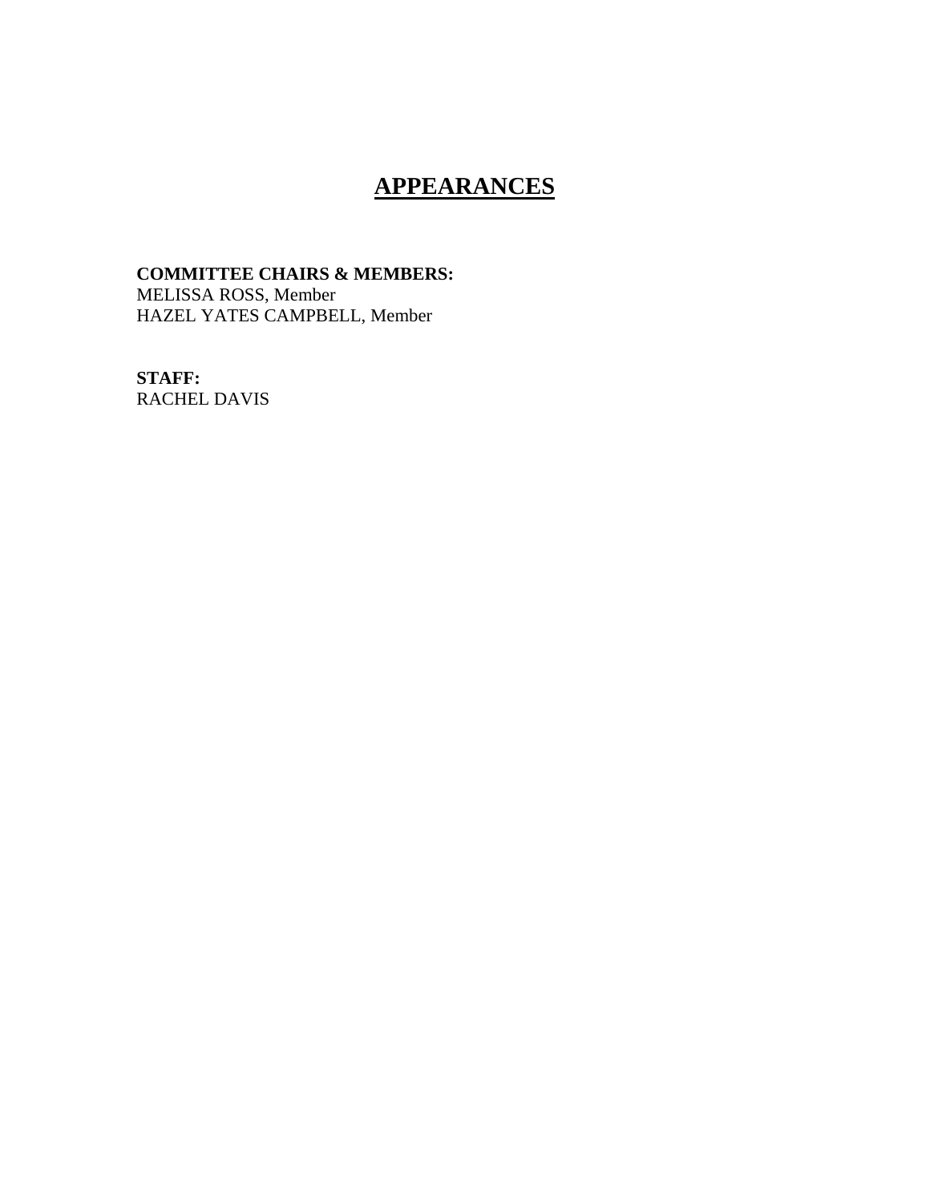# APPEARANCES

**COMMITTEE CHAIRS & MEMBERS:**
MELISSA ROSS, Member
HAZEL YATES CAMPBELL, Member

**STAFF:**
RACHEL DAVIS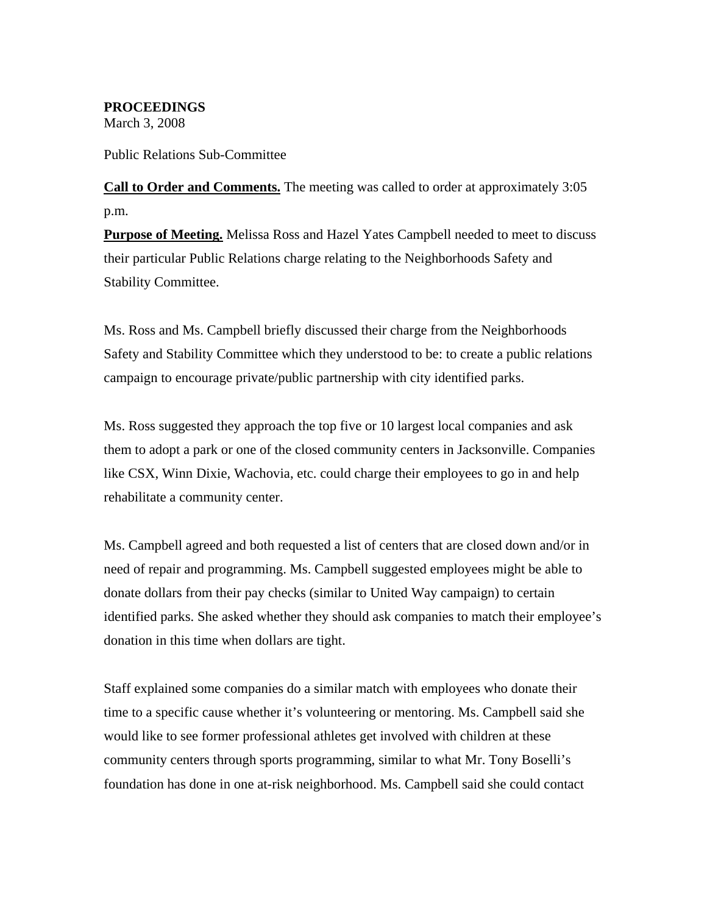**PROCEEDINGS**
March 3, 2008

Public Relations Sub-Committee

**Call to Order and Comments.** The meeting was called to order at approximately 3:05 p.m.

**Purpose of Meeting.** Melissa Ross and Hazel Yates Campbell needed to meet to discuss their particular Public Relations charge relating to the Neighborhoods Safety and Stability Committee.

Ms. Ross and Ms. Campbell briefly discussed their charge from the Neighborhoods Safety and Stability Committee which they understood to be: to create a public relations campaign to encourage private/public partnership with city identified parks.

Ms. Ross suggested they approach the top five or 10 largest local companies and ask them to adopt a park or one of the closed community centers in Jacksonville. Companies like CSX, Winn Dixie, Wachovia, etc. could charge their employees to go in and help rehabilitate a community center.

Ms. Campbell agreed and both requested a list of centers that are closed down and/or in need of repair and programming. Ms. Campbell suggested employees might be able to donate dollars from their pay checks (similar to United Way campaign) to certain identified parks. She asked whether they should ask companies to match their employee's donation in this time when dollars are tight.

Staff explained some companies do a similar match with employees who donate their time to a specific cause whether it's volunteering or mentoring. Ms. Campbell said she would like to see former professional athletes get involved with children at these community centers through sports programming, similar to what Mr. Tony Boselli's foundation has done in one at-risk neighborhood. Ms. Campbell said she could contact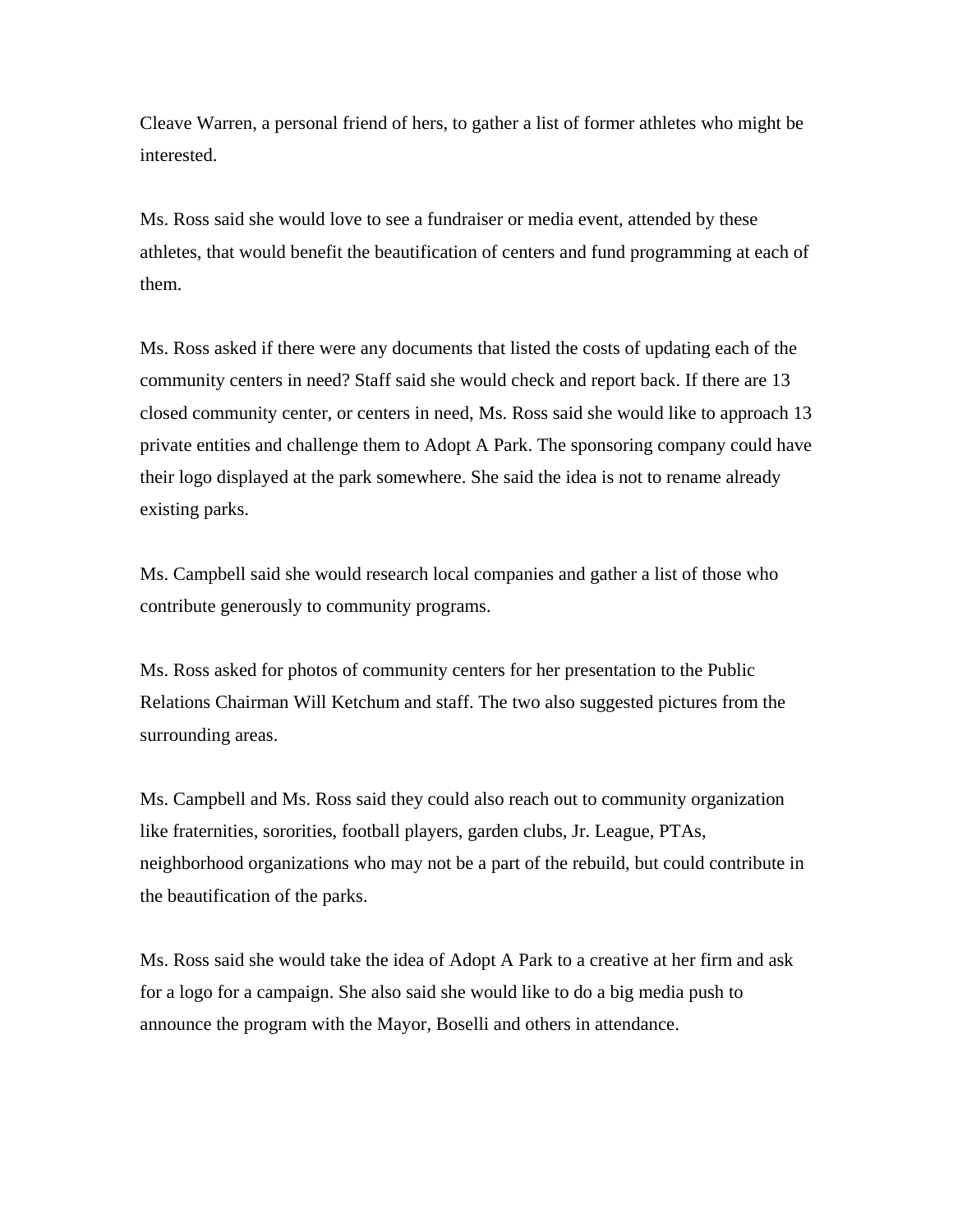Cleave Warren, a personal friend of hers, to gather a list of former athletes who might be interested.

Ms. Ross said she would love to see a fundraiser or media event, attended by these athletes, that would benefit the beautification of centers and fund programming at each of them.

Ms. Ross asked if there were any documents that listed the costs of updating each of the community centers in need? Staff said she would check and report back. If there are 13 closed community center, or centers in need, Ms. Ross said she would like to approach 13 private entities and challenge them to Adopt A Park. The sponsoring company could have their logo displayed at the park somewhere. She said the idea is not to rename already existing parks.

Ms. Campbell said she would research local companies and gather a list of those who contribute generously to community programs.

Ms. Ross asked for photos of community centers for her presentation to the Public Relations Chairman Will Ketchum and staff. The two also suggested pictures from the surrounding areas.

Ms. Campbell and Ms. Ross said they could also reach out to community organization like fraternities, sororities, football players, garden clubs, Jr. League, PTAs, neighborhood organizations who may not be a part of the rebuild, but could contribute in the beautification of the parks.

Ms. Ross said she would take the idea of Adopt A Park to a creative at her firm and ask for a logo for a campaign. She also said she would like to do a big media push to announce the program with the Mayor, Boselli and others in attendance.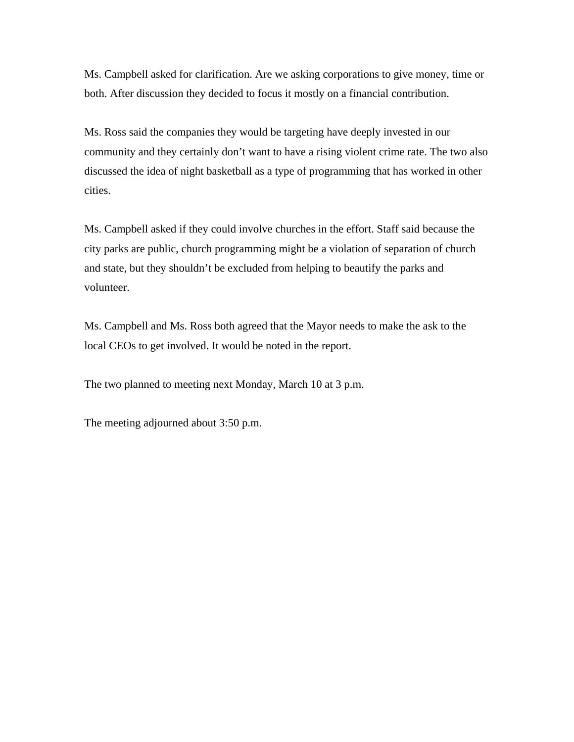Ms. Campbell asked for clarification. Are we asking corporations to give money, time or both. After discussion they decided to focus it mostly on a financial contribution.

Ms. Ross said the companies they would be targeting have deeply invested in our community and they certainly don't want to have a rising violent crime rate. The two also discussed the idea of night basketball as a type of programming that has worked in other cities.

Ms. Campbell asked if they could involve churches in the effort. Staff said because the city parks are public, church programming might be a violation of separation of church and state, but they shouldn't be excluded from helping to beautify the parks and volunteer.

Ms. Campbell and Ms. Ross both agreed that the Mayor needs to make the ask to the local CEOs to get involved. It would be noted in the report.

The two planned to meeting next Monday, March 10 at 3 p.m.

The meeting adjourned about 3:50 p.m.